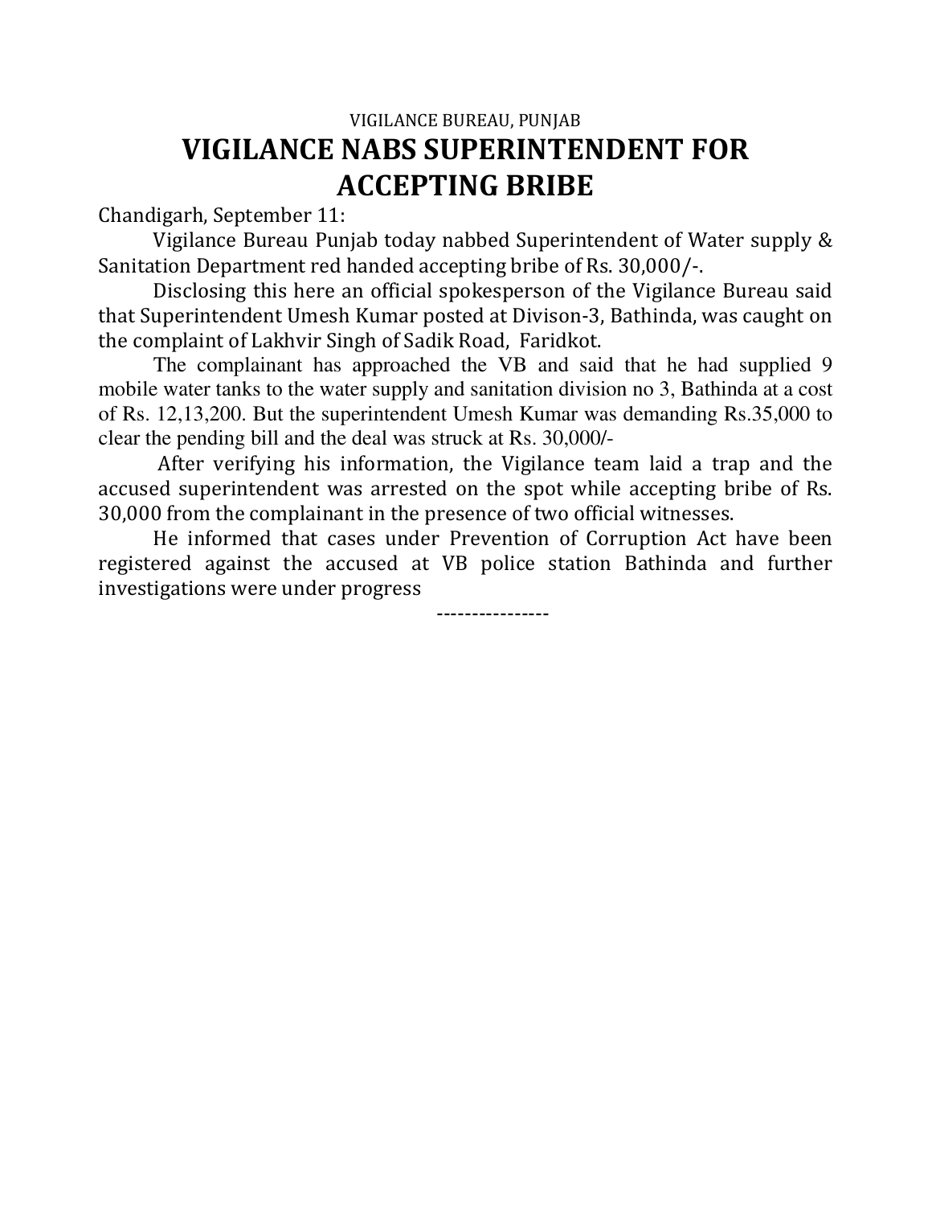VIGILANCE BUREAU, PUNJAB

# VIGILANCE NABS SUPERINTENDENT FOR ACCEPTING BRIBE

Chandigarh, September 11:

Vigilance Bureau Punjab today nabbed Superintendent of Water supply & Sanitation Department red handed accepting bribe of Rs. 30,000/-.

Disclosing this here an official spokesperson of the Vigilance Bureau said that Superintendent Umesh Kumar posted at Divison-3, Bathinda, was caught on the complaint of Lakhvir Singh of Sadik Road, Faridkot.

The complainant has approached the VB and said that he had supplied 9 mobile water tanks to the water supply and sanitation division no 3, Bathinda at a cost of Rs. 12,13,200. But the superintendent Umesh Kumar was demanding Rs.35,000 to clear the pending bill and the deal was struck at Rs. 30,000/-

After verifying his information, the Vigilance team laid a trap and the accused superintendent was arrested on the spot while accepting bribe of Rs. 30,000 from the complainant in the presence of two official witnesses.

He informed that cases under Prevention of Corruption Act have been registered against the accused at VB police station Bathinda and further investigations were under progress

----------------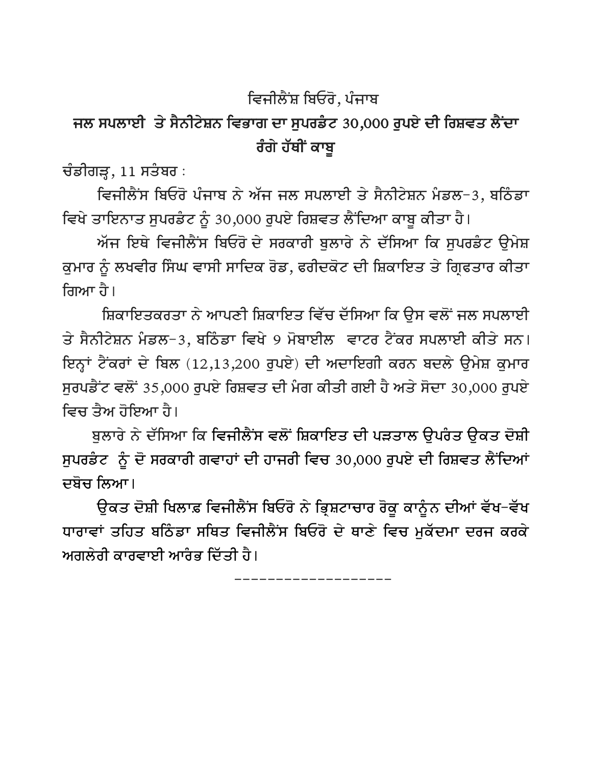ਵਿਜੀਲੈਂਸ਼ ਬਿਓਰੋ, ਪੰਜਾਬ

## ਜਲ ਸਪਲਾਈ ਤੇ ਸੈਨੀਟੇਸ਼ਨ ਵਿਭਾਗ ਦਾ ਸੁਪਰਡੰਟ 30,000 ਰੁਪਏ ਦੀ ਰਿਸ਼ਵਤ ਲੈਂਦਾ ਰੰਗੇ ਹੱਥੀਂ ਕਾਬੂ

ਚੰਡੀਗੜ੍ਹ, 11 ਸਤੰਬਰ :

ਵਿਜੀਲੈਂਸ ਬਿਓਰੋ ਪੰਜਾਬ ਨੇ ਅੱਜ ਜਲ ਸਪਲਾਈ ਤੇ ਸੈਨੀਟੇਸ਼ਨ ਮੰਡਲ-3, ਬਠਿੰਡਾ ਵਿਖੇ ਤਾਇਨਾਤ ਸੁਪਰਡੰਟ ਨੂੰ 30,000 ਰੁਪਏ ਰਿਸ਼ਵਤ ਲੈਂਦਿਆ ਕਾਬੂ ਕੀਤਾ ਹੈ।

ਅੱਜ ਇਥੇ ਵਿਜੀਲੈਂਸ ਬਿਓਰੋ ਦੇ ਸਰਕਾਰੀ ਬੁਲਾਰੇ ਨੇ ਦੱਸਿਆ ਕਿ ਸੁਪਰਡੰਟ ਉਮੇਸ਼ ਕੁਮਾਰ ਨੂੰ ਲਖਵੀਰ ਸਿੰਘ ਵਾਸੀ ਸਾਦਿਕ ਰੋਡ, ਫਰੀਦਕੋਟ ਦੀ ਸ਼ਿਕਾਇਤ ਤੇ ਗ੍ਰਿਫਤਾਰ ਕੀਤਾ ਗਿਆ ਹੈ।

ਸ਼ਿਕਾਇਤਕਰਤਾ ਨੇ ਆਪਣੀ ਸ਼ਿਕਾਇਤ ਵਿੱਚ ਦੱਸਿਆ ਕਿ ਉਸ ਵਲੋਂ ਜਲ ਸਪਲਾਈ ਤੇ ਸੈਨੀਟੇਸ਼ਨ ਮੰਡਲ-3, ਬਠਿੰਡਾ ਵਿਖੇ 9 ਮੋਬਾਈਲ ਵਾਟਰ ਟੈਂਕਰ ਸਪਲਾਈ ਕੀਤੇ ਸਨ। ਇਨ੍ਹਾਂ ਟੈਂਕਰਾਂ ਦੇ ਬਿਲ (12,13,200 ਰੁਪਏ) ਦੀ ਅਦਾਇਗੀ ਕਰਨ ਬਦਲੇ ਉਮੇਸ਼ ਕੁਮਾਰ ਸੁਰਪਡੈਂਟ ਵਲੋਂ 35,000 ਰੁਪਏ ਰਿਸ਼ਵਤ ਦੀ ਮੰਗ ਕੀਤੀ ਗਈ ਹੈ ਅਤੇ ਸੋਦਾ 30,000 ਰੁਪਏ ਵਿਚ ਤੈਅ ਹੋਇਆ ਹੈ।

ਬੁਲਾਰੇ ਨੇ ਦੱਸਿਆ ਕਿ ਵਿਜੀਲੈਂਸ ਵਲੋਂ ਸ਼ਿਕਾਇਤ ਦੀ ਪੜਤਾਲ ਉਪਰੰਤ ਉਕਤ ਦੋਸ਼ੀ ਸੁਪਰਡੰਟ ਨੂੰ ਦੋ ਸਰਕਾਰੀ ਗਵਾਹਾਂ ਦੀ ਹਾਜਰੀ ਵਿਚ 30,000 ਰੁਪਏ ਦੀ ਰਿਸ਼ਵਤ ਲੈਂਦਿਆਂ ਦਬੋਚ ਲਿਆ।

ਉਕਤ ਦੋਸ਼ੀ ਖਿਲਾਫ਼ ਵਿਜੀਲੈਂਸ ਬਿਓਰੋ ਨੇ ਭ੍ਰਿਸ਼ਟਾਚਾਰ ਰੋਕੂ ਕਾਨੂੰਨ ਦੀਆਂ ਵੱਖ-ਵੱਖ ਧਾਰਾਵਾਂ ਤਹਿਤ ਬਠਿੰਡਾ ਸਥਿਤ ਵਿਜੀਲੈਂਸ ਬਿਓਰੋ ਦੇ ਥਾਣੇ ਵਿਚ ਮੁਕੱਦਮਾ ਦਰਜ ਕਰਕੇ ਅਗਲੇਰੀ ਕਾਰਵਾਈ ਆਰੰਭ ਦਿੱਤੀ ਹੈ।

--------------------